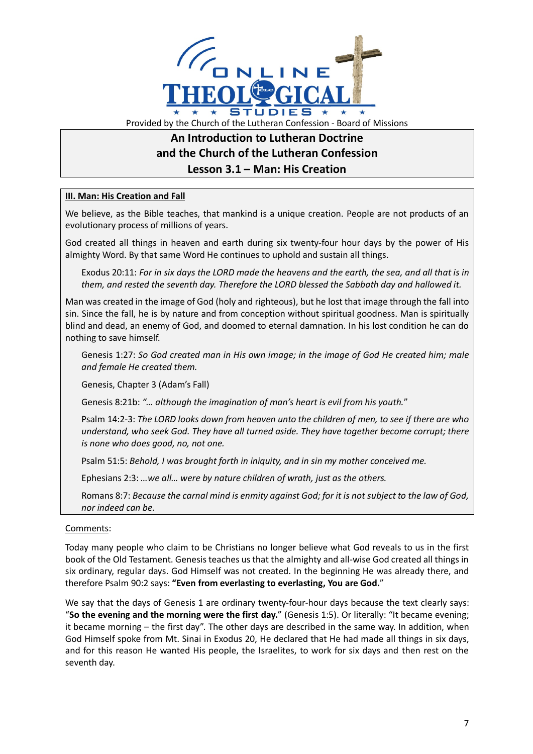Provided by the Church of the Lutheran Confession - Board of Missions

# An Introduction to Lutheran Doctrine and the Church of the Lutheran Confession

## Lesson 3.1 – Man: His Creation

### III. Man: His Creation and Fall

We believe, as the Bible teaches, that mankind is a unique creation. People are not products of an evolutionary process of millions of years.

God created all things in heaven and earth during six twenty-four hour days by the power of His almighty Word. By that same Word He continues to uphold and sustain all things.

> Exodus 20:11: *For in six days the LORD made the heavens and the earth, the sea, and all that is in them, and rested the seventh day. Therefore the LORD blessed the Sabbath day and hallowed it.*

Man was created in the image of God (holy and righteous), but he lost that image through the fall into sin. Since the fall, he is by nature and from conception without spiritual goodness. Man is spiritually blind and dead, an enemy of God, and doomed to eternal damnation. In his lost condition he can do nothing to save himself.

> Genesis 1:27: *So God created man in His own image; in the image of God He created him; male and female He created them.*
>
> Genesis, Chapter 3 (Adam's Fall)
>
> Genesis 8:21b: *"… although the imagination of man's heart is evil from his youth."*
>
> Psalm 14:2-3: *The LORD looks down from heaven unto the children of men, to see if there are who understand, who seek God. They have all turned aside. They have together become corrupt; there is none who does good, no, not one.*
>
> Psalm 51:5: *Behold, I was brought forth in iniquity, and in sin my mother conceived me.*
>
> Ephesians 2:3: *…we all… were by nature children of wrath, just as the others.*
>
> Romans 8:7: *Because the carnal mind is enmity against God; for it is not subject to the law of God, nor indeed can be.*

Comments:

Today many people who claim to be Christians no longer believe what God reveals to us in the first book of the Old Testament. Genesis teaches us that the almighty and all-wise God created all things in six ordinary, regular days. God Himself was not created. In the beginning He was already there, and therefore Psalm 90:2 says: **"Even from everlasting to everlasting, You are God.**"

We say that the days of Genesis 1 are ordinary twenty-four-hour days because the text clearly says: "**So the evening and the morning were the first day.**" (Genesis 1:5). Or literally: "It became evening; it became morning – the first day". The other days are described in the same way. In addition, when God Himself spoke from Mt. Sinai in Exodus 20, He declared that He had made all things in six days, and for this reason He wanted His people, the Israelites, to work for six days and then rest on the seventh day.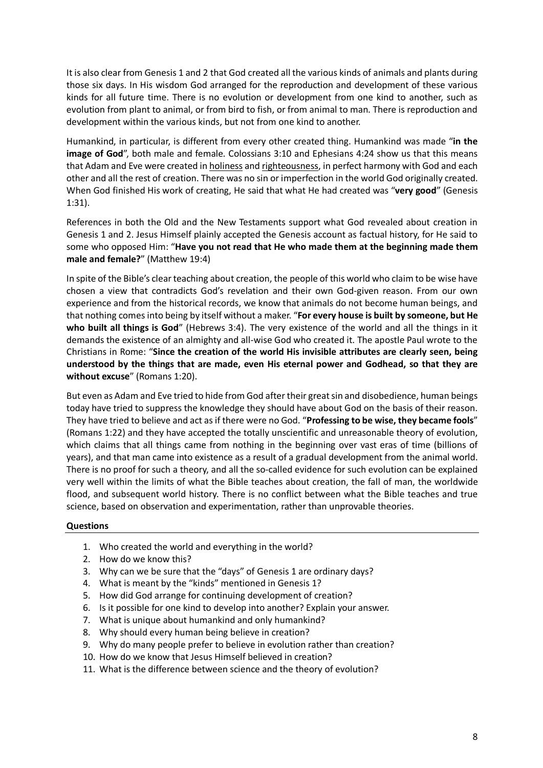It is also clear from Genesis 1 and 2 that God created all the various kinds of animals and plants during those six days. In His wisdom God arranged for the reproduction and development of these various kinds for all future time. There is no evolution or development from one kind to another, such as evolution from plant to animal, or from bird to fish, or from animal to man. There is reproduction and development within the various kinds, but not from one kind to another.

Humankind, in particular, is different from every other created thing. Humankind was made "**in the image of God**", both male and female. Colossians 3:10 and Ephesians 4:24 show us that this means that Adam and Eve were created in <u>holiness</u> and <u>righteousness</u>, in perfect harmony with God and each other and all the rest of creation. There was no sin or imperfection in the world God originally created. When God finished His work of creating, He said that what He had created was "**very good**" (Genesis 1:31).

References in both the Old and the New Testaments support what God revealed about creation in Genesis 1 and 2. Jesus Himself plainly accepted the Genesis account as factual history, for He said to some who opposed Him: "**Have you not read that He who made them at the beginning made them male and female?**" (Matthew 19:4)

In spite of the Bible's clear teaching about creation, the people of this world who claim to be wise have chosen a view that contradicts God's revelation and their own God-given reason. From our own experience and from the historical records, we know that animals do not become human beings, and that nothing comes into being by itself without a maker. "**For every house is built by someone, but He who built all things is God**" (Hebrews 3:4). The very existence of the world and all the things in it demands the existence of an almighty and all-wise God who created it. The apostle Paul wrote to the Christians in Rome: "**Since the creation of the world His invisible attributes are clearly seen, being understood by the things that are made, even His eternal power and Godhead, so that they are without excuse**" (Romans 1:20).

But even as Adam and Eve tried to hide from God after their great sin and disobedience, human beings today have tried to suppress the knowledge they should have about God on the basis of their reason. They have tried to believe and act as if there were no God. "**Professing to be wise, they became fools**" (Romans 1:22) and they have accepted the totally unscientific and unreasonable theory of evolution, which claims that all things came from nothing in the beginning over vast eras of time (billions of years), and that man came into existence as a result of a gradual development from the animal world. There is no proof for such a theory, and all the so-called evidence for such evolution can be explained very well within the limits of what the Bible teaches about creation, the fall of man, the worldwide flood, and subsequent world history. There is no conflict between what the Bible teaches and true science, based on observation and experimentation, rather than unprovable theories.

**Questions**

1. Who created the world and everything in the world?
2. How do we know this?
3. Why can we be sure that the "days" of Genesis 1 are ordinary days?
4. What is meant by the "kinds" mentioned in Genesis 1?
5. How did God arrange for continuing development of creation?
6. Is it possible for one kind to develop into another? Explain your answer.
7. What is unique about humankind and only humankind?
8. Why should every human being believe in creation?
9. Why do many people prefer to believe in evolution rather than creation?
10. How do we know that Jesus Himself believed in creation?
11. What is the difference between science and the theory of evolution?